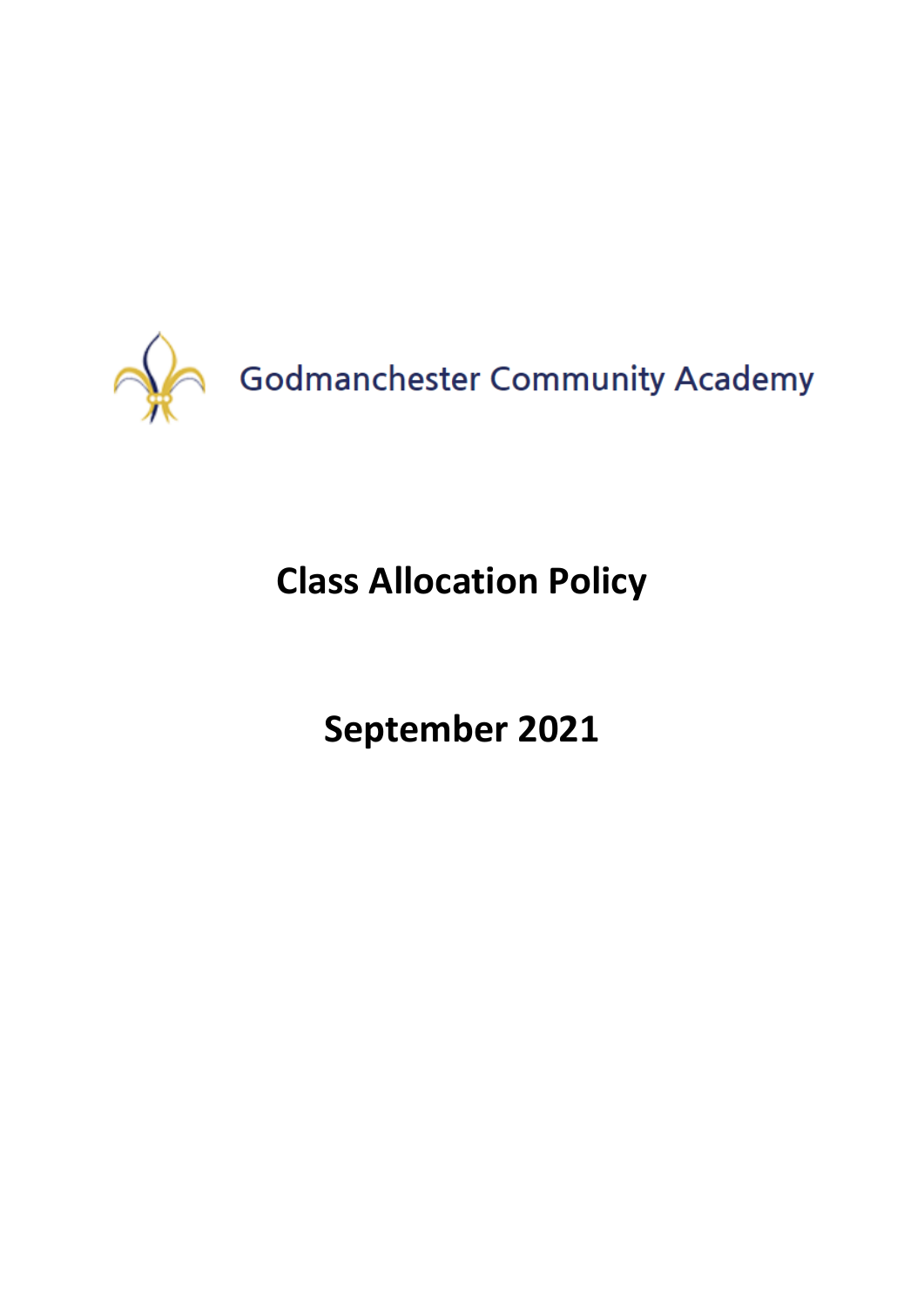Godmanchester Community Academy

# Class Allocation Policy

## September 2021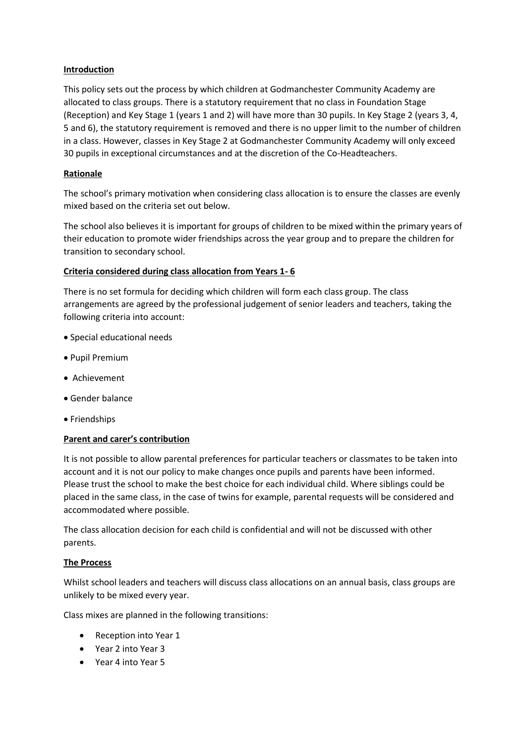## Introduction

This policy sets out the process by which children at Godmanchester Community Academy are allocated to class groups. There is a statutory requirement that no class in Foundation Stage (Reception) and Key Stage 1 (years 1 and 2) will have more than 30 pupils. In Key Stage 2 (years 3, 4, 5 and 6), the statutory requirement is removed and there is no upper limit to the number of children in a class. However, classes in Key Stage 2 at Godmanchester Community Academy will only exceed 30 pupils in exceptional circumstances and at the discretion of the Co-Headteachers.

## Rationale

The school's primary motivation when considering class allocation is to ensure the classes are evenly mixed based on the criteria set out below.

The school also believes it is important for groups of children to be mixed within the primary years of their education to promote wider friendships across the year group and to prepare the children for transition to secondary school.

## Criteria considered during class allocation from Years 1- 6

There is no set formula for deciding which children will form each class group. The class arrangements are agreed by the professional judgement of senior leaders and teachers, taking the following criteria into account:

- Special educational needs
- Pupil Premium
- Achievement
- Gender balance
- Friendships

## Parent and carer's contribution

It is not possible to allow parental preferences for particular teachers or classmates to be taken into account and it is not our policy to make changes once pupils and parents have been informed. Please trust the school to make the best choice for each individual child. Where siblings could be placed in the same class, in the case of twins for example, parental requests will be considered and accommodated where possible.

The class allocation decision for each child is confidential and will not be discussed with other parents.

## The Process

Whilst school leaders and teachers will discuss class allocations on an annual basis, class groups are unlikely to be mixed every year.

Class mixes are planned in the following transitions:

- Reception into Year 1
- Year 2 into Year 3
- Year 4 into Year 5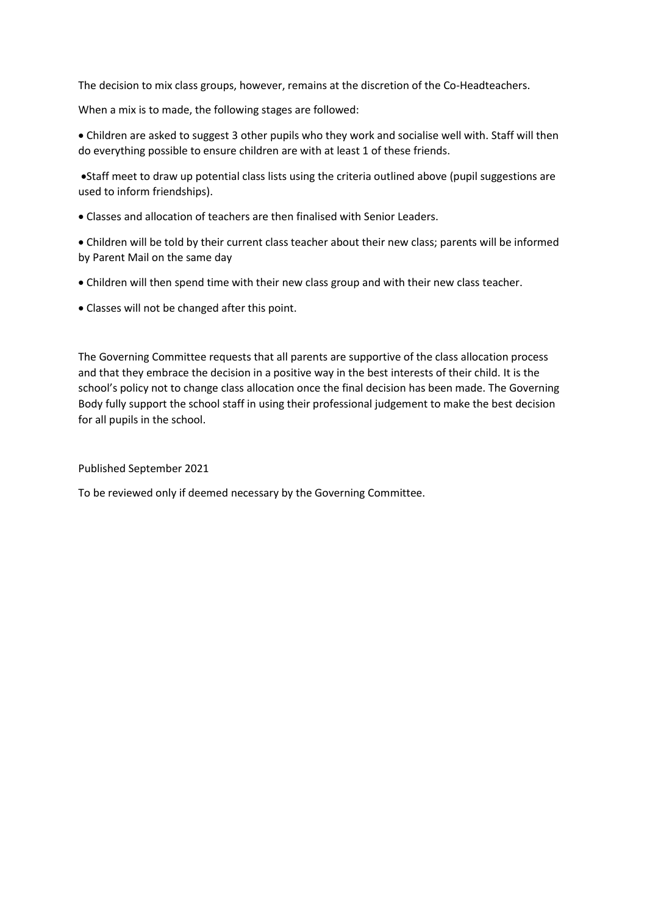The decision to mix class groups, however, remains at the discretion of the Co-Headteachers.

When a mix is to made, the following stages are followed:

- Children are asked to suggest 3 other pupils who they work and socialise well with. Staff will then do everything possible to ensure children are with at least 1 of these friends.
- Staff meet to draw up potential class lists using the criteria outlined above (pupil suggestions are used to inform friendships).
- Classes and allocation of teachers are then finalised with Senior Leaders.
- Children will be told by their current class teacher about their new class; parents will be informed by Parent Mail on the same day
- Children will then spend time with their new class group and with their new class teacher.
- Classes will not be changed after this point.

The Governing Committee requests that all parents are supportive of the class allocation process and that they embrace the decision in a positive way in the best interests of their child. It is the school's policy not to change class allocation once the final decision has been made. The Governing Body fully support the school staff in using their professional judgement to make the best decision for all pupils in the school.

Published September 2021

To be reviewed only if deemed necessary by the Governing Committee.